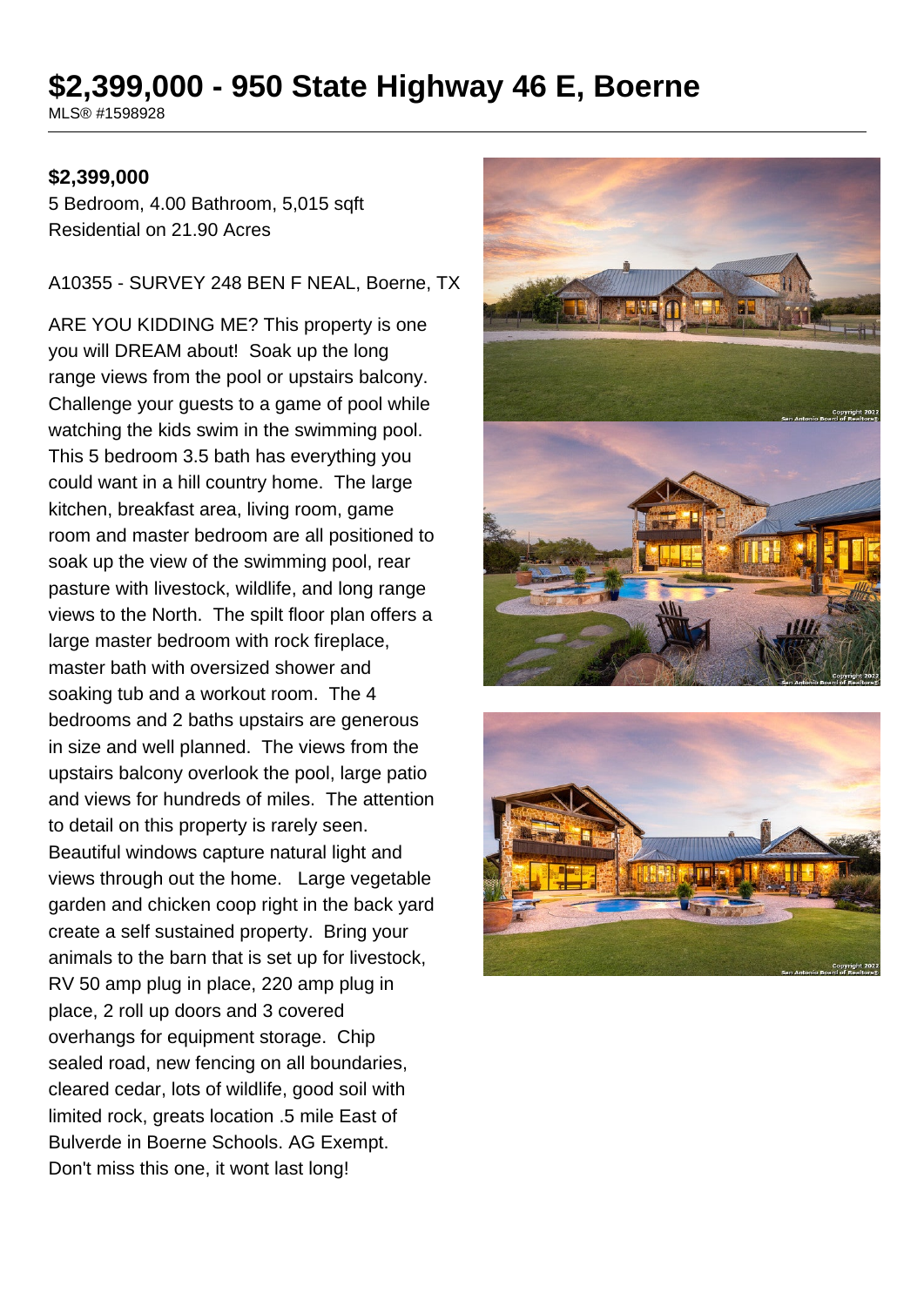# $2,399,000 - 950 State Highway 46 E, Boerne

MLS® #1598928

**$2,399,000**

5 Bedroom, 4.00 Bathroom, 5,015 sqft
Residential on 21.90 Acres

A10355 - SURVEY 248 BEN F NEAL, Boerne, TX

ARE YOU KIDDING ME? This property is one you will DREAM about! Soak up the long range views from the pool or upstairs balcony. Challenge your guests to a game of pool while watching the kids swim in the swimming pool. This 5 bedroom 3.5 bath has everything you could want in a hill country home. The large kitchen, breakfast area, living room, game room and master bedroom are all positioned to soak up the view of the swimming pool, rear pasture with livestock, wildlife, and long range views to the North. The spilt floor plan offers a large master bedroom with rock fireplace, master bath with oversized shower and soaking tub and a workout room. The 4 bedrooms and 2 baths upstairs are generous in size and well planned. The views from the upstairs balcony overlook the pool, large patio and views for hundreds of miles. The attention to detail on this property is rarely seen. Beautiful windows capture natural light and views through out the home. Large vegetable garden and chicken coop right in the back yard create a self sustained property. Bring your animals to the barn that is set up for livestock, RV 50 amp plug in place, 220 amp plug in place, 2 roll up doors and 3 covered overhangs for equipment storage. Chip sealed road, new fencing on all boundaries, cleared cedar, lots of wildlife, good soil with limited rock, greats location .5 mile East of Bulverde in Boerne Schools. AG Exempt. Don't miss this one, it wont last long!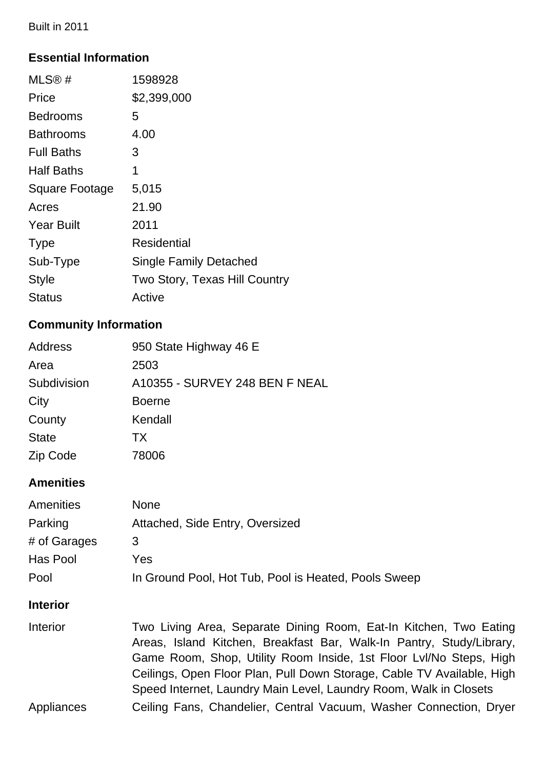Built in 2011

### Essential Information

| | |
|---|---|
| MLS® # | 1598928 |
| Price | $2,399,000 |
| Bedrooms | 5 |
| Bathrooms | 4.00 |
| Full Baths | 3 |
| Half Baths | 1 |
| Square Footage | 5,015 |
| Acres | 21.90 |
| Year Built | 2011 |
| Type | Residential |
| Sub-Type | Single Family Detached |
| Style | Two Story, Texas Hill Country |
| Status | Active |

### Community Information

| | |
|---|---|
| Address | 950 State Highway 46 E |
| Area | 2503 |
| Subdivision | A10355 - SURVEY 248 BEN F NEAL |
| City | Boerne |
| County | Kendall |
| State | TX |
| Zip Code | 78006 |

### Amenities

| | |
|---|---|
| Amenities | None |
| Parking | Attached, Side Entry, Oversized |
| # of Garages | 3 |
| Has Pool | Yes |
| Pool | In Ground Pool, Hot Tub, Pool is Heated, Pools Sweep |

### Interior

| | |
|---|---|
| Interior | Two Living Area, Separate Dining Room, Eat-In Kitchen, Two Eating Areas, Island Kitchen, Breakfast Bar, Walk-In Pantry, Study/Library, Game Room, Shop, Utility Room Inside, 1st Floor Lvl/No Steps, High Ceilings, Open Floor Plan, Pull Down Storage, Cable TV Available, High Speed Internet, Laundry Main Level, Laundry Room, Walk in Closets |
| Appliances | Ceiling Fans, Chandelier, Central Vacuum, Washer Connection, Dryer |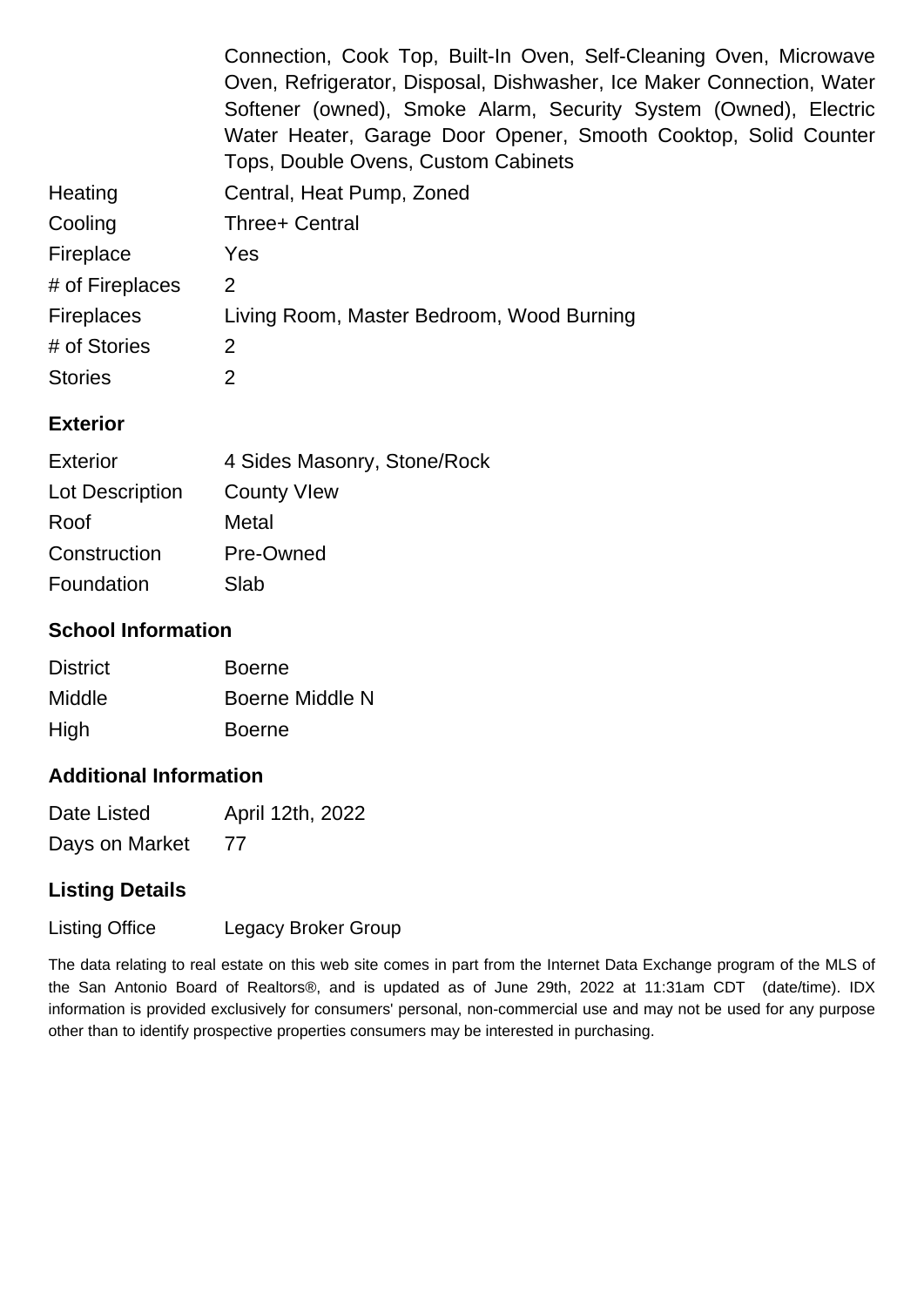| | |
|---|---|
| | Connection, Cook Top, Built-In Oven, Self-Cleaning Oven, Microwave Oven, Refrigerator, Disposal, Dishwasher, Ice Maker Connection, Water Softener (owned), Smoke Alarm, Security System (Owned), Electric Water Heater, Garage Door Opener, Smooth Cooktop, Solid Counter Tops, Double Ovens, Custom Cabinets |
| Heating | Central, Heat Pump, Zoned |
| Cooling | Three+ Central |
| Fireplace | Yes |
| # of Fireplaces | 2 |
| Fireplaces | Living Room, Master Bedroom, Wood Burning |
| # of Stories | 2 |
| Stories | 2 |

## Exterior

| | |
|---|---|
| Exterior | 4 Sides Masonry, Stone/Rock |
| Lot Description | County VIew |
| Roof | Metal |
| Construction | Pre-Owned |
| Foundation | Slab |

## School Information

| | |
|---|---|
| District | Boerne |
| Middle | Boerne Middle N |
| High | Boerne |

## Additional Information

| | |
|---|---|
| Date Listed | April 12th, 2022 |
| Days on Market | 77 |

## Listing Details

| | |
|---|---|
| Listing Office | Legacy Broker Group |

The data relating to real estate on this web site comes in part from the Internet Data Exchange program of the MLS of the San Antonio Board of Realtors®, and is updated as of June 29th, 2022 at 11:31am CDT (date/time). IDX information is provided exclusively for consumers' personal, non-commercial use and may not be used for any purpose other than to identify prospective properties consumers may be interested in purchasing.